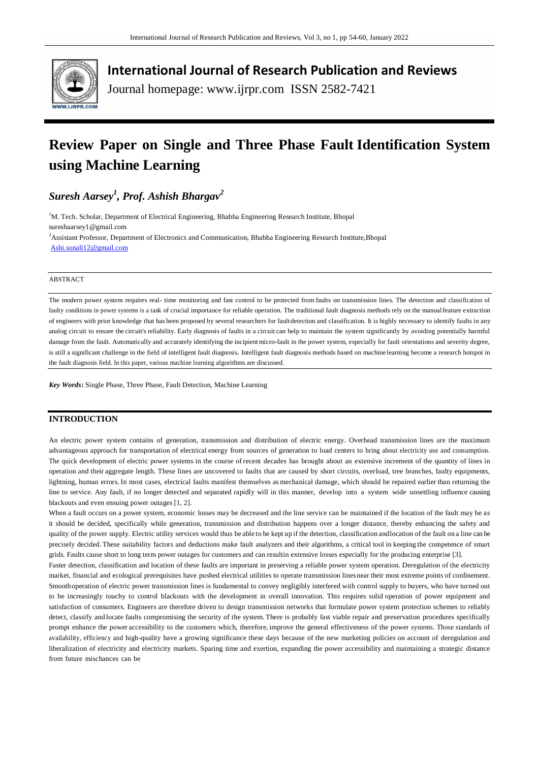# International Journal of Research Publication and Reviews

Journal homepage: www.ijrpr.com ISSN 2582-7421

# Review Paper on Single and Three Phase Fault Identification System using Machine Learning

***Suresh Aarsey[1], Prof. Ashish Bhargav[2]***

[1]M. Tech. Scholar, Department of Electrical Engineering, Bhabha Engineering Research Institute, Bhopal
sureshaarsey1@gmail.com
[2]Assistant Professor, Department of Electronics and Communication, Bhabha Engineering Research Institute, Bhopal
Ashi.sonali12@gmail.com

ABSTRACT

The modern power system requires real- time monitoring and fast control to be protected from faults on transmission lines. The detection and classification of faulty conditions in power systems is a task of crucial importance for reliable operation. The traditional fault diagnosis methods rely on the manual feature extraction of engineers with prior knowledge that has been proposed by several researchers for fault detection and classification. It is highly necessary to identify faults in any analog circuit to ensure the circuit's reliability. Early diagnosis of faults in a circuit can help to maintain the system significantly by avoiding potentially harmful damage from the fault. Automatically and accurately identifying the incipient micro-fault in the power system, especially for fault orientations and severity degree, is still a significant challenge in the field of intelligent fault diagnosis. Intelligent fault diagnosis methods based on machine learning become a research hotspot in the fault diagnosis field. In this paper, various machine learning algorithms are discussed.

***Key Words*:** Single Phase, Three Phase, Fault Detection, Machine Learning

## INTRODUCTION

An electric power system contains of generation, transmission and distribution of electric energy. Overhead transmission lines are the maximum advantageous approach for transportation of electrical energy from sources of generation to load centers to bring about electricity use and consumption. The quick development of electric power systems in the course of recent decades has brought about an extensive increment of the quantity of lines in operation and their aggregate length. These lines are uncovered to faults that are caused by short circuits, overload, tree branches, faulty equipments, lightning, human errors. In most cases, electrical faults manifest themselves as mechanical damage, which should be repaired earlier than returning the line to service. Any fault, if no longer detected and separated rapidly will in this manner, develop into a system wide unsettling influence causing blackouts and even ensuing power outages [1, 2].

When a fault occurs on a power system, economic losses may be decreased and the line service can be maintained if the location of the fault may be as it should be decided, specifically while generation, transmission and distribution happens over a longer distance, thereby enhancing the safety and quality of the power supply. Electric utility services would thus be able to be kept up if the detection, classification and location of the fault on a line can be precisely decided. These suitability factors and deductions make fault analyzers and their algorithms, a critical tool in keeping the competence of smart grids. Faults cause short to long term power outages for customers and can result in extensive losses especially for the producing enterprise [3].

Faster detection, classification and location of these faults are important in preserving a reliable power system operation. Deregulation of the electricity market, financial and ecological prerequisites have pushed electrical utilities to operate transmission lines near their most extreme points of confinement. Smooth operation of electric power transmission lines is fundamental to convey negligibly interfered with control supply to buyers, who have turned out to be increasingly touchy to control blackouts with the development in overall innovation. This requires solid operation of power equipment and satisfaction of consumers. Engineers are therefore driven to design transmission networks that formulate power system protection schemes to reliably detect, classify and locate faults compromising the security of the system. There is probably fast viable repair and preservation procedures specifically prompt enhance the power accessibility to the customers which, therefore, improve the general effectiveness of the power systems. Those standards of availability, efficiency and high-quality have a growing significance these days because of the new marketing policies on account of deregulation and liberalization of electricity and electricity markets. Sparing time and exertion, expanding the power accessibility and maintaining a strategic distance from future mischances can be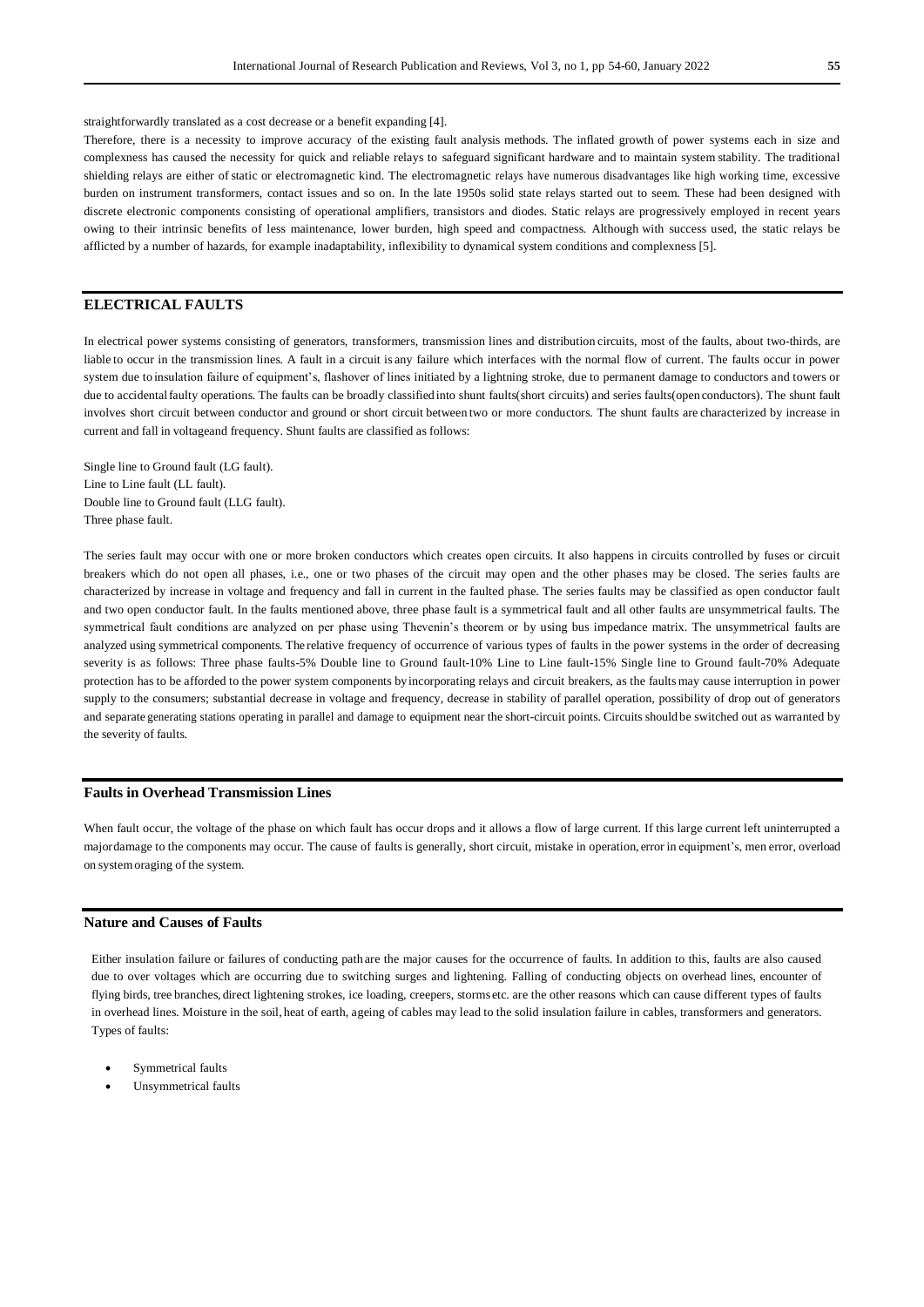straightforwardly translated as a cost decrease or a benefit expanding [4].

Therefore, there is a necessity to improve accuracy of the existing fault analysis methods. The inflated growth of power systems each in size and complexness has caused the necessity for quick and reliable relays to safeguard significant hardware and to maintain system stability. The traditional shielding relays are either of static or electromagnetic kind. The electromagnetic relays have numerous disadvantages like high working time, excessive burden on instrument transformers, contact issues and so on. In the late 1950s solid state relays started out to seem. These had been designed with discrete electronic components consisting of operational amplifiers, transistors and diodes. Static relays are progressively employed in recent years owing to their intrinsic benefits of less maintenance, lower burden, high speed and compactness. Although with success used, the static relays be afflicted by a number of hazards, for example inadaptability, inflexibility to dynamical system conditions and complexness [5].

## ELECTRICAL FAULTS

In electrical power systems consisting of generators, transformers, transmission lines and distribution circuits, most of the faults, about two-thirds, are liable to occur in the transmission lines. A fault in a circuit is any failure which interfaces with the normal flow of current. The faults occur in power system due to insulation failure of equipment's, flashover of lines initiated by a lightning stroke, due to permanent damage to conductors and towers or due to accidental faulty operations. The faults can be broadly classified into shunt faults(short circuits) and series faults(open conductors). The shunt fault involves short circuit between conductor and ground or short circuit between two or more conductors. The shunt faults are characterized by increase in current and fall in voltageand frequency. Shunt faults are classified as follows:

Single line to Ground fault (LG fault).
Line to Line fault (LL fault).
Double line to Ground fault (LLG fault).
Three phase fault.

The series fault may occur with one or more broken conductors which creates open circuits. It also happens in circuits controlled by fuses or circuit breakers which do not open all phases, i.e., one or two phases of the circuit may open and the other phases may be closed. The series faults are characterized by increase in voltage and frequency and fall in current in the faulted phase. The series faults may be classified as open conductor fault and two open conductor fault. In the faults mentioned above, three phase fault is a symmetrical fault and all other faults are unsymmetrical faults. The symmetrical fault conditions are analyzed on per phase using Thevenin's theorem or by using bus impedance matrix. The unsymmetrical faults are analyzed using symmetrical components. The relative frequency of occurrence of various types of faults in the power systems in the order of decreasing severity is as follows: Three phase faults-5% Double line to Ground fault-10% Line to Line fault-15% Single line to Ground fault-70% Adequate protection has to be afforded to the power system components by incorporating relays and circuit breakers, as the faults may cause interruption in power supply to the consumers; substantial decrease in voltage and frequency, decrease in stability of parallel operation, possibility of drop out of generators and separate generating stations operating in parallel and damage to equipment near the short-circuit points. Circuits should be switched out as warranted by the severity of faults.

## Faults in Overhead Transmission Lines

When fault occur, the voltage of the phase on which fault has occur drops and it allows a flow of large current. If this large current left uninterrupted a majordamage to the components may occur. The cause of faults is generally, short circuit, mistake in operation, error in equipment's, men error, overload on systemoraging of the system.

## Nature and Causes of Faults

Either insulation failure or failures of conducting path are the major causes for the occurrence of faults. In addition to this, faults are also caused due to over voltages which are occurring due to switching surges and lightening. Falling of conducting objects on overhead lines, encounter of flying birds, tree branches, direct lightening strokes, ice loading, creepers, storms etc. are the other reasons which can cause different types of faults in overhead lines. Moisture in the soil, heat of earth, ageing of cables may lead to the solid insulation failure in cables, transformers and generators. Types of faults:

- Symmetrical faults
- Unsymmetrical faults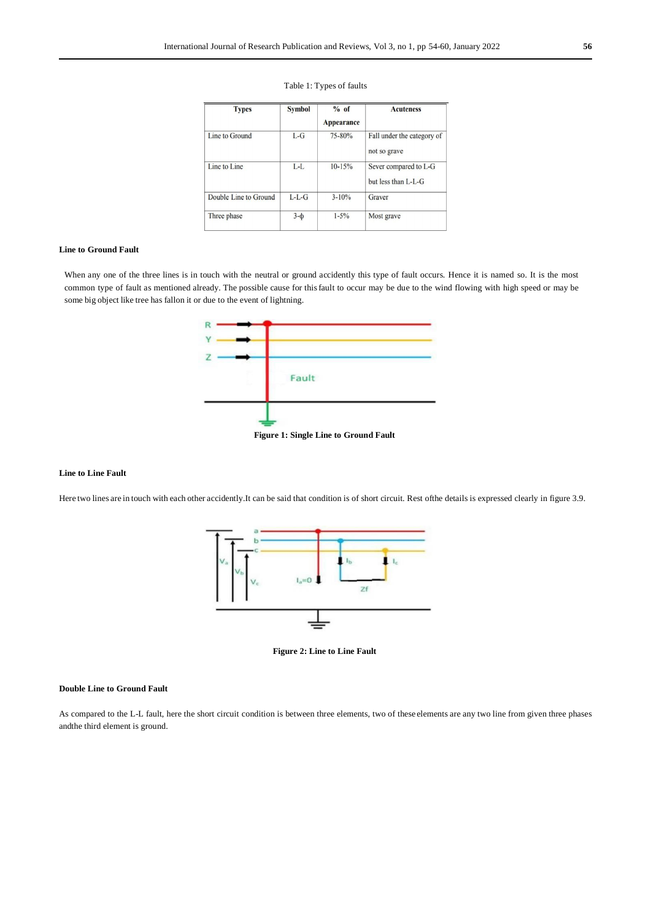Table 1: Types of faults

| Types | Symbol | % of Appearance | Acuteness |
|---|---|---|---|
| Line to Ground | L-G | 75-80% | Fall under the category of not so grave |
| Line to Line | L-L | 10-15% | Sever compared to L-G but less than L-L-G |
| Double Line to Ground | L-L-G | 3-10% | Graver |
| Three phase | 3-ϕ | 1-5% | Most grave |

**Line to Ground Fault**

When any one of the three lines is in touch with the neutral or ground accidently this type of fault occurs. Hence it is named so. It is the most common type of fault as mentioned already. The possible cause for this fault to occur may be due to the wind flowing with high speed or may be some big object like tree has fallon it or due to the event of lightning.

**Figure 1: Single Line to Ground Fault**

**Line to Line Fault**

Here two lines are in touch with each other accidently.It can be said that condition is of short circuit. Rest ofthe details is expressed clearly in figure 3.9.

**Figure 2: Line to Line Fault**

**Double Line to Ground Fault**

As compared to the L-L fault, here the short circuit condition is between three elements, two of these elements are any two line from given three phases andthe third element is ground.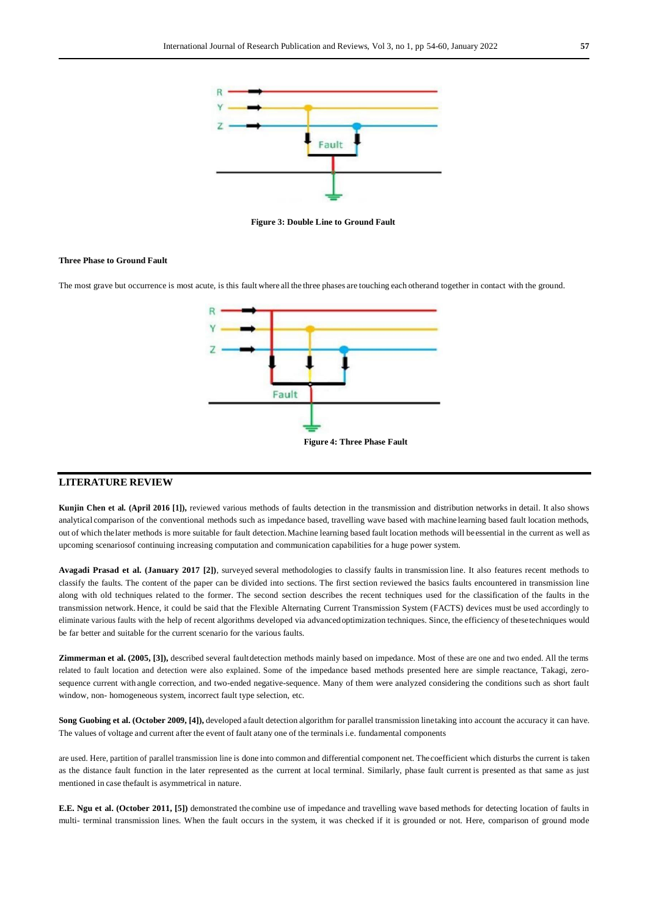Figure 3: Double Line to Ground Fault

**Three Phase to Ground Fault**

The most grave but occurrence is most acute, is this fault where all the three phases are touching each otherand together in contact with the ground.

Figure 4: Three Phase Fault

## LITERATURE REVIEW

**Kunjin Chen et al. (April 2016 [1]),** reviewed various methods of faults detection in the transmission and distribution networks in detail. It also shows analytical comparison of the conventional methods such as impedance based, travelling wave based with machine learning based fault location methods, out of which the later methods is more suitable for fault detection. Machine learning based fault location methods will be essential in the current as well as upcoming scenariosof continuing increasing computation and communication capabilities for a huge power system.

**Avagadi Prasad et al. (January 2017 [2])**, surveyed several methodologies to classify faults in transmission line. It also features recent methods to classify the faults. The content of the paper can be divided into sections. The first section reviewed the basics faults encountered in transmission line along with old techniques related to the former. The second section describes the recent techniques used for the classification of the faults in the transmission network. Hence, it could be said that the Flexible Alternating Current Transmission System (FACTS) devices must be used accordingly to eliminate various faults with the help of recent algorithms developed via advanced optimization techniques. Since, the efficiency of these techniques would be far better and suitable for the current scenario for the various faults.

**Zimmerman et al. (2005, [3]),** described several fault detection methods mainly based on impedance. Most of these are one and two ended. All the terms related to fault location and detection were also explained. Some of the impedance based methods presented here are simple reactance, Takagi, zero-sequence current with angle correction, and two-ended negative-sequence. Many of them were analyzed considering the conditions such as short fault window, non- homogeneous system, incorrect fault type selection, etc.

**Song Guobing et al. (October 2009, [4]),** developed a fault detection algorithm for parallel transmission line taking into account the accuracy it can have. The values of voltage and current after the event of fault at any one of the terminals i.e. fundamental components

are used. Here, partition of parallel transmission line is done into common and differential component net. The coefficient which disturbs the current is taken as the distance fault function in the later represented as the current at local terminal. Similarly, phase fault current is presented as that same as just mentioned in case the fault is asymmetrical in nature.

**E.E. Ngu et al. (October 2011, [5])** demonstrated the combine use of impedance and travelling wave based methods for detecting location of faults in multi- terminal transmission lines. When the fault occurs in the system, it was checked if it is grounded or not. Here, comparison of ground mode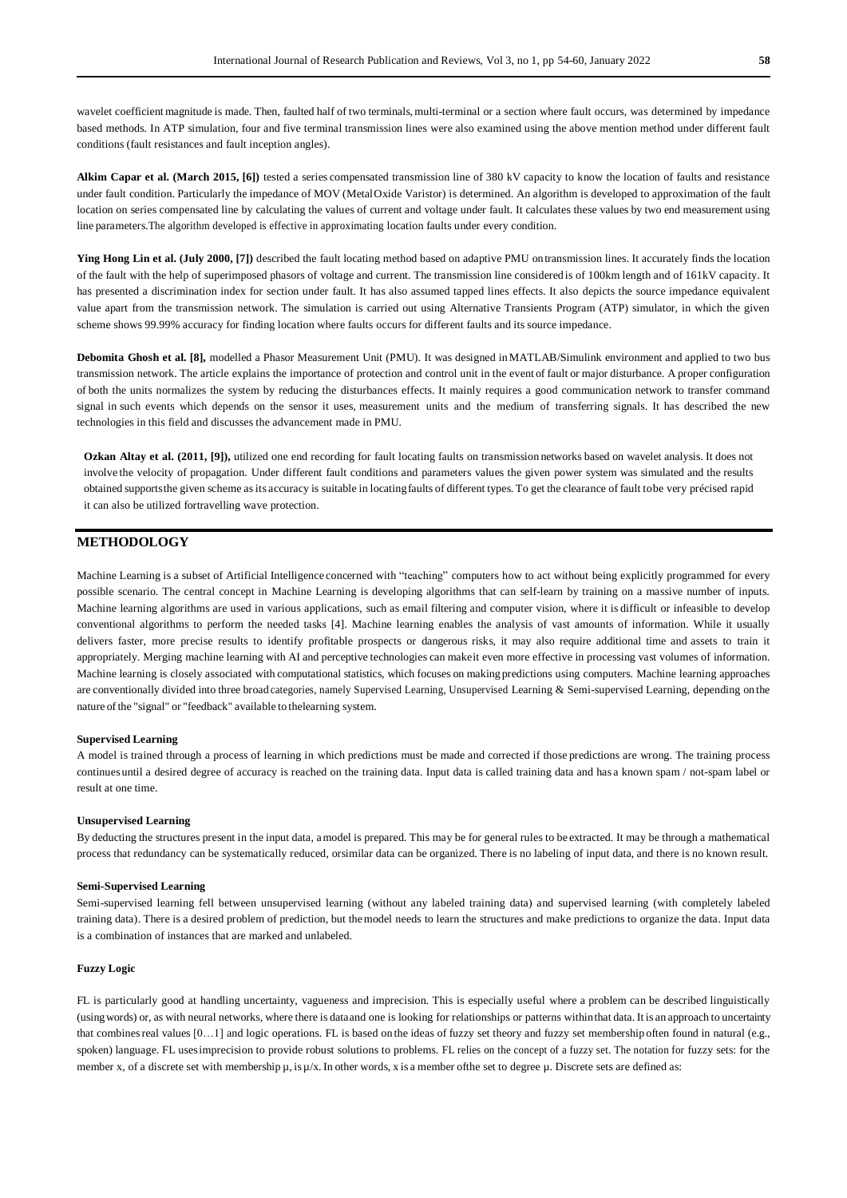wavelet coefficient magnitude is made. Then, faulted half of two terminals, multi-terminal or a section where fault occurs, was determined by impedance based methods. In ATP simulation, four and five terminal transmission lines were also examined using the above mention method under different fault conditions (fault resistances and fault inception angles).

**Alkim Capar et al. (March 2015, [6])** tested a series compensated transmission line of 380 kV capacity to know the location of faults and resistance under fault condition. Particularly the impedance of MOV (Metal Oxide Varistor) is determined. An algorithm is developed to approximation of the fault location on series compensated line by calculating the values of current and voltage under fault. It calculates these values by two end measurement using line parameters. The algorithm developed is effective in approximating location faults under every condition.

**Ying Hong Lin et al. (July 2000, [7])** described the fault locating method based on adaptive PMU on transmission lines. It accurately finds the location of the fault with the help of superimposed phasors of voltage and current. The transmission line considered is of 100km length and of 161kV capacity. It has presented a discrimination index for section under fault. It has also assumed tapped lines effects. It also depicts the source impedance equivalent value apart from the transmission network. The simulation is carried out using Alternative Transients Program (ATP) simulator, in which the given scheme shows 99.99% accuracy for finding location where faults occurs for different faults and its source impedance.

**Debomita Ghosh et al. [8],** modelled a Phasor Measurement Unit (PMU). It was designed in MATLAB/Simulink environment and applied to two bus transmission network. The article explains the importance of protection and control unit in the event of fault or major disturbance. A proper configuration of both the units normalizes the system by reducing the disturbances effects. It mainly requires a good communication network to transfer command signal in such events which depends on the sensor it uses, measurement units and the medium of transferring signals. It has described the new technologies in this field and discusses the advancement made in PMU.

**Ozkan Altay et al. (2011, [9]),** utilized one end recording for fault locating faults on transmission networks based on wavelet analysis. It does not involve the velocity of propagation. Under different fault conditions and parameters values the given power system was simulated and the results obtained supports the given scheme as its accuracy is suitable in locating faults of different types. To get the clearance of fault to be very précised rapid it can also be utilized for travelling wave protection.

## METHODOLOGY

Machine Learning is a subset of Artificial Intelligence concerned with "teaching" computers how to act without being explicitly programmed for every possible scenario. The central concept in Machine Learning is developing algorithms that can self-learn by training on a massive number of inputs. Machine learning algorithms are used in various applications, such as email filtering and computer vision, where it is difficult or infeasible to develop conventional algorithms to perform the needed tasks [4]. Machine learning enables the analysis of vast amounts of information. While it usually delivers faster, more precise results to identify profitable prospects or dangerous risks, it may also require additional time and assets to train it appropriately. Merging machine learning with AI and perceptive technologies can make it even more effective in processing vast volumes of information. Machine learning is closely associated with computational statistics, which focuses on making predictions using computers. Machine learning approaches are conventionally divided into three broad categories, namely Supervised Learning, Unsupervised Learning & Semi-supervised Learning, depending on the nature of the "signal" or "feedback" available to the learning system.

#### Supervised Learning

A model is trained through a process of learning in which predictions must be made and corrected if those predictions are wrong. The training process continues until a desired degree of accuracy is reached on the training data. Input data is called training data and has a known spam / not-spam label or result at one time.

#### Unsupervised Learning

By deducting the structures present in the input data, a model is prepared. This may be for general rules to be extracted. It may be through a mathematical process that redundancy can be systematically reduced, or similar data can be organized. There is no labeling of input data, and there is no known result.

#### Semi-Supervised Learning

Semi-supervised learning fell between unsupervised learning (without any labeled training data) and supervised learning (with completely labeled training data). There is a desired problem of prediction, but the model needs to learn the structures and make predictions to organize the data. Input data is a combination of instances that are marked and unlabeled.

#### Fuzzy Logic

FL is particularly good at handling uncertainty, vagueness and imprecision. This is especially useful where a problem can be described linguistically (using words) or, as with neural networks, where there is data and one is looking for relationships or patterns within that data. It is an approach to uncertainty that combines real values [0…1] and logic operations. FL is based on the ideas of fuzzy set theory and fuzzy set membership often found in natural (e.g., spoken) language. FL uses imprecision to provide robust solutions to problems. FL relies on the concept of a fuzzy set. The notation for fuzzy sets: for the member x, of a discrete set with membership $\mu$, is $\mu/x$. In other words, x is a member of the set to degree $\mu$. Discrete sets are defined as: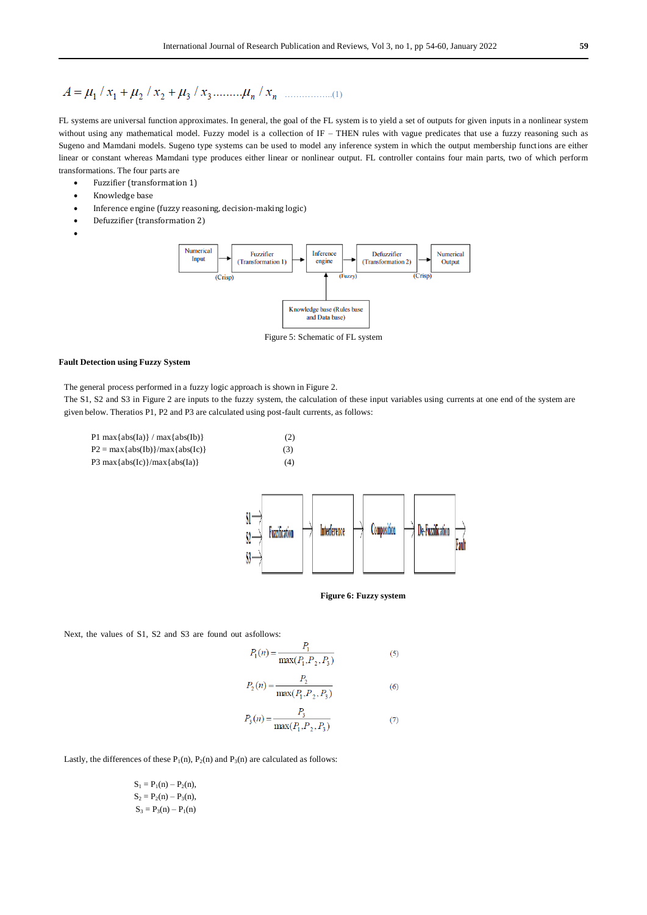$$A = \mu_1 / x_1 + \mu_2 / x_2 + \mu_3 / x_3 ........ \mu_n / x_n \quad ..................(1)$$

FL systems are universal function approximates. In general, the goal of the FL system is to yield a set of outputs for given inputs in a nonlinear system without using any mathematical model. Fuzzy model is a collection of IF – THEN rules with vague predicates that use a fuzzy reasoning such as Sugeno and Mamdani models. Sugeno type systems can be used to model any inference system in which the output membership functions are either linear or constant whereas Mamdani type produces either linear or nonlinear output. FL controller contains four main parts, two of which perform transformations. The four parts are

- Fuzzifier (transformation 1)
- Knowledge base
- Inference engine (fuzzy reasoning, decision-making logic)
- Defuzzifier (transformation 2)
- 

Figure 5: Schematic of FL system

**Fault Detection using Fuzzy System**

The general process performed in a fuzzy logic approach is shown in Figure 2.

The S1, S2 and S3 in Figure 2 are inputs to the fuzzy system, the calculation of these input variables using currents at one end of the system are given below. Theratios P1, P2 and P3 are calculated using post-fault currents, as follows:

P1 max{abs(Ia)} / max{abs(Ib)} (2)

P2 = max{abs(Ib)}/max{abs(Ic)} (3)

P3 max{abs(Ic)}/max{abs(Ia)} (4)

**Figure 6: Fuzzy system**

Next, the values of S1, S2 and S3 are found out asfollows:

$$P_1(n) = \frac{P_1}{\max(P_1, P_2, P_3)} \quad (5)$$

$$P_2(n) = \frac{P_2}{\max(P_1, P_2, P_3)} \quad (6)$$

$$P_3(n) = \frac{P_3}{\max(P_1, P_2, P_3)} \quad (7)$$

Lastly, the differences of these $P_1(n)$, $P_2(n)$ and $P_3(n)$ are calculated as follows:

$S_1 = P_1(n) – P_2(n)$,

$S_2 = P_2(n) – P_3(n)$,

$S_3 = P_3(n) – P_1(n)$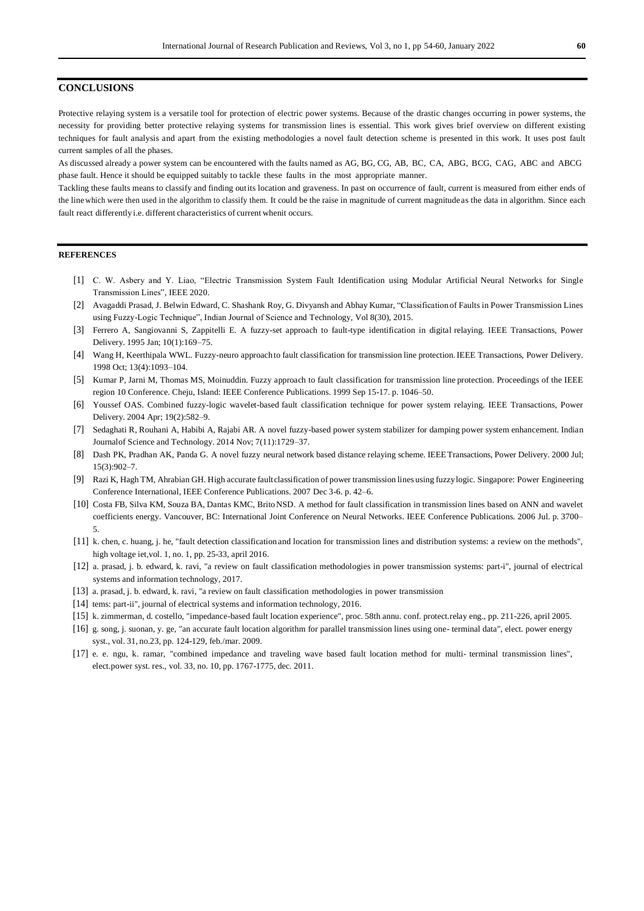## CONCLUSIONS

Protective relaying system is a versatile tool for protection of electric power systems. Because of the drastic changes occurring in power systems, the necessity for providing better protective relaying systems for transmission lines is essential. This work gives brief overview on different existing techniques for fault analysis and apart from the existing methodologies a novel fault detection scheme is presented in this work. It uses post fault current samples of all the phases.

As discussed already a power system can be encountered with the faults named as AG, BG, CG, AB, BC, CA, ABG, BCG, CAG, ABC and ABCG phase fault. Hence it should be equipped suitably to tackle these faults in the most appropriate manner.

Tackling these faults means to classify and finding outits location and graveness. In past on occurrence of fault, current is measured from either ends of the line which were then used in the algorithm to classify them. It could be the raise in magnitude of current magnitude as the data in algorithm. Since each fault react differently i.e. different characteristics of current whenit occurs.

## REFERENCES

[1] C. W. Asbery and Y. Liao, "Electric Transmission System Fault Identification using Modular Artificial Neural Networks for Single Transmission Lines", IEEE 2020.

[2] Avagaddi Prasad, J. Belwin Edward, C. Shashank Roy, G. Divyansh and Abhay Kumar, "Classification of Faults in Power Transmission Lines using Fuzzy-Logic Technique", Indian Journal of Science and Technology, Vol 8(30), 2015.

[3] Ferrero A, Sangiovanni S, Zappitelli E. A fuzzy-set approach to fault-type identification in digital relaying. IEEE Transactions, Power Delivery. 1995 Jan; 10(1):169–75.

[4] Wang H, Keerthipala WWL. Fuzzy-neuro approach to fault classification for transmission line protection. IEEE Transactions, Power Delivery. 1998 Oct; 13(4):1093–104.

[5] Kumar P, Jarni M, Thomas MS, Moinuddin. Fuzzy approach to fault classification for transmission line protection. Proceedings of the IEEE region 10 Conference. Cheju, Island: IEEE Conference Publications. 1999 Sep 15-17. p. 1046–50.

[6] Youssef OAS. Combined fuzzy-logic wavelet-based fault classification technique for power system relaying. IEEE Transactions, Power Delivery. 2004 Apr; 19(2):582–9.

[7] Sedaghati R, Rouhani A, Habibi A, Rajabi AR. A novel fuzzy-based power system stabilizer for damping power system enhancement. Indian Journalof Science and Technology. 2014 Nov; 7(11):1729–37.

[8] Dash PK, Pradhan AK, Panda G. A novel fuzzy neural network based distance relaying scheme. IEEE Transactions, Power Delivery. 2000 Jul; 15(3):902–7.

[9] Razi K, Hagh TM, Ahrabian GH. High accurate fault classification of power transmission lines using fuzzy logic. Singapore: Power Engineering Conference International, IEEE Conference Publications. 2007 Dec 3-6. p. 42–6.

[10] Costa FB, Silva KM, Souza BA, Dantas KMC, Brito NSD. A method for fault classification in transmission lines based on ANN and wavelet coefficients energy. Vancouver, BC: International Joint Conference on Neural Networks. IEEE Conference Publications. 2006 Jul. p. 3700–5.

[11] k. chen, c. huang, j. he, "fault detection classification and location for transmission lines and distribution systems: a review on the methods", high voltage iet,vol. 1, no. 1, pp. 25-33, april 2016.

[12] a. prasad, j. b. edward, k. ravi, "a review on fault classification methodologies in power transmission systems: part-i", journal of electrical systems and information technology, 2017.

[13] a. prasad, j. b. edward, k. ravi, "a review on fault classification methodologies in power transmission

[14] tems: part-ii", journal of electrical systems and information technology, 2016.

[15] k. zimmerman, d. costello, "impedance-based fault location experience", proc. 58th annu. conf. protect.relay eng., pp. 211-226, april 2005.

[16] g. song, j. suonan, y. ge, "an accurate fault location algorithm for parallel transmission lines using one- terminal data", elect. power energy syst., vol. 31, no.23, pp. 124-129, feb./mar. 2009.

[17] e. e. ngu, k. ramar, "combined impedance and traveling wave based fault location method for multi- terminal transmission lines", elect.power syst. res., vol. 33, no. 10, pp. 1767-1775, dec. 2011.